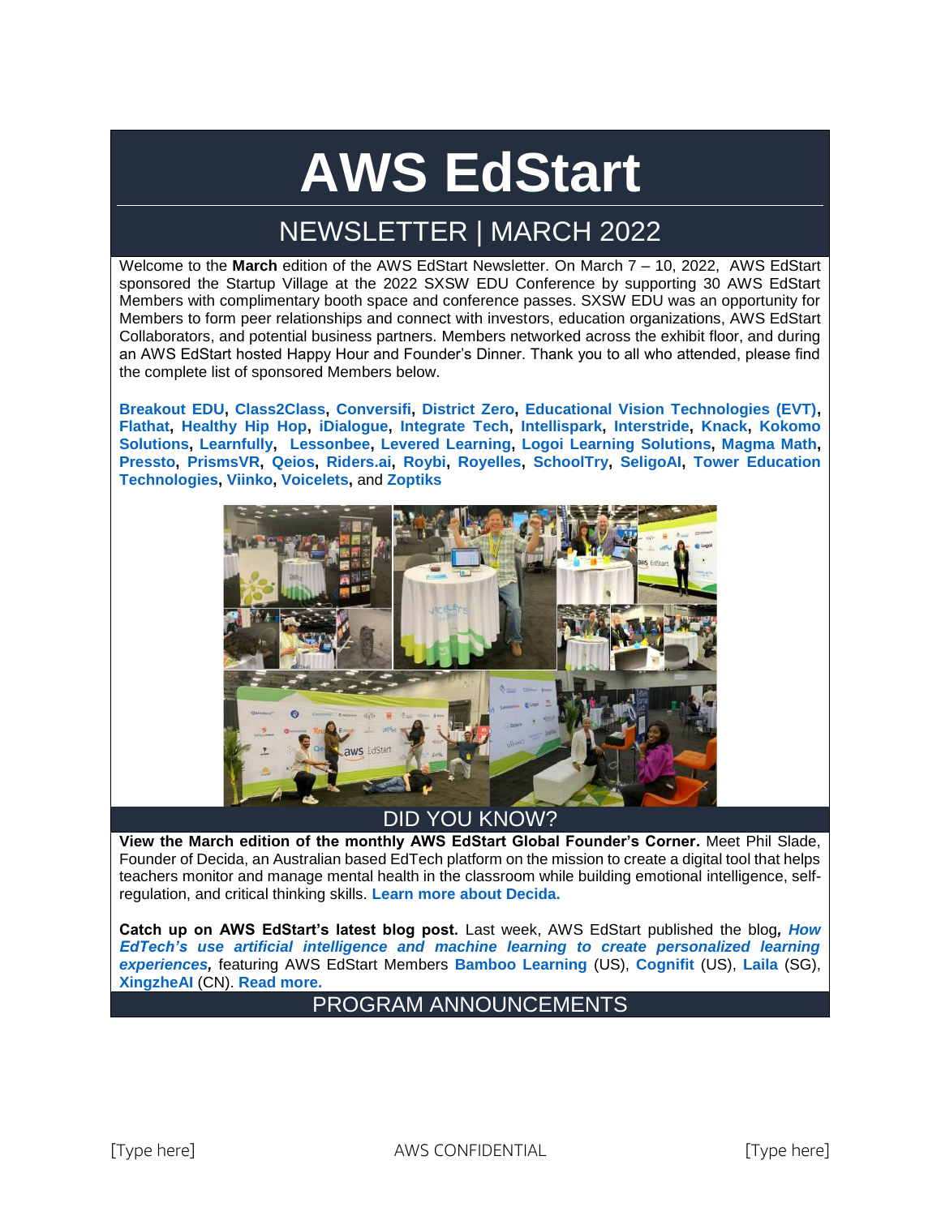# AWS EdStart

## NEWSLETTER | MARCH 2022

Welcome to the **March** edition of the AWS EdStart Newsletter. On March 7 – 10, 2022, AWS EdStart sponsored the Startup Village at the 2022 SXSW EDU Conference by supporting 30 AWS EdStart Members with complimentary booth space and conference passes. SXSW EDU was an opportunity for Members to form peer relationships and connect with investors, education organizations, AWS EdStart Collaborators, and potential business partners. Members networked across the exhibit floor, and during an AWS EdStart hosted Happy Hour and Founder's Dinner. Thank you to all who attended, please find the complete list of sponsored Members below.

**Breakout EDU**, **Class2Class**, **Conversifi**, **District Zero**, **Educational Vision Technologies (EVT)**, **Flathat**, **Healthy Hip Hop**, **iDialogue**, **Integrate Tech**, **Intellispark**, **Interstride**, **Knack**, **Kokomo Solutions**, **Learnfully**, **Lessonbee**, **Levered Learning**, **Logoi Learning Solutions**, **Magma Math**, **Pressto**, **PrismsVR**, **Qeios**, **Riders.ai**, **Roybi**, **Royelles**, **SchoolTry**, **SeligoAI**, **Tower Education Technologies**, **Viinko**, **Voicelets**, and **Zoptiks**

## DID YOU KNOW?

**View the March edition of the monthly AWS EdStart Global Founder's Corner.** Meet Phil Slade, Founder of Decida, an Australian based EdTech platform on the mission to create a digital tool that helps teachers monitor and manage mental health in the classroom while building emotional intelligence, self-regulation, and critical thinking skills. **Learn more about Decida.**

**Catch up on AWS EdStart's latest blog post.** Last week, AWS EdStart published the blog, ***How EdTech's use artificial intelligence and machine learning to create personalized learning experiences,*** featuring AWS EdStart Members **Bamboo Learning** (US), **Cognifit** (US), **Laila** (SG), **XingzheAI** (CN). **Read more.**

## PROGRAM ANNOUNCEMENTS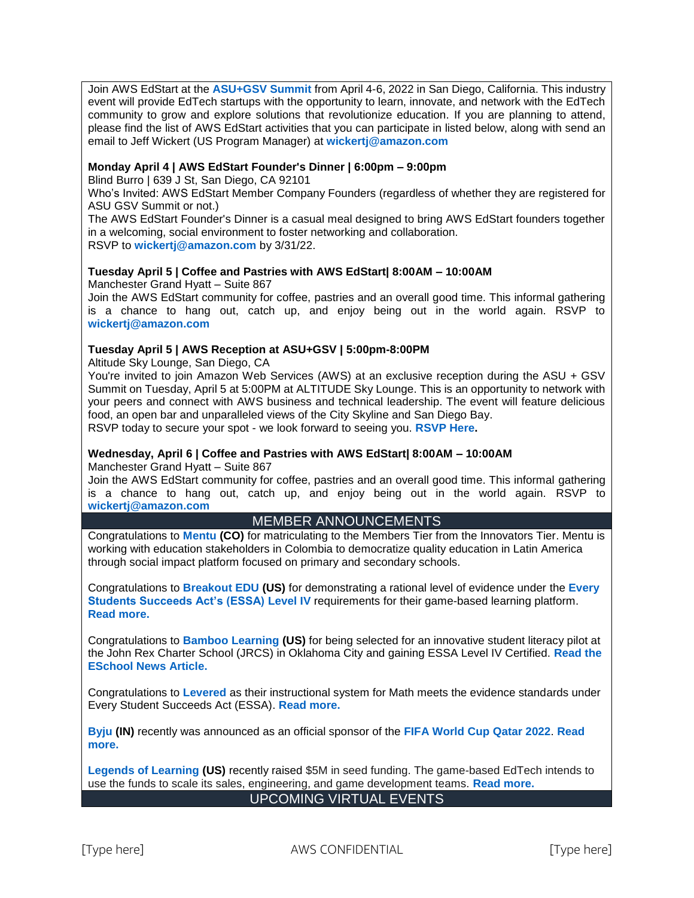Join AWS EdStart at the **ASU+GSV Summit** from April 4-6, 2022 in San Diego, California. This industry event will provide EdTech startups with the opportunity to learn, innovate, and network with the EdTech community to grow and explore solutions that revolutionize education. If you are planning to attend, please find the list of AWS EdStart activities that you can participate in listed below, along with send an email to Jeff Wickert (US Program Manager) at **wickertj@amazon.com**

**Monday April 4 | AWS EdStart Founder's Dinner | 6:00pm – 9:00pm**
Blind Burro | 639 J St, San Diego, CA 92101
Who's Invited: AWS EdStart Member Company Founders (regardless of whether they are registered for ASU GSV Summit or not.)
The AWS EdStart Founder's Dinner is a casual meal designed to bring AWS EdStart founders together in a welcoming, social environment to foster networking and collaboration.
RSVP to **wickertj@amazon.com** by 3/31/22.

**Tuesday April 5 | Coffee and Pastries with AWS EdStart| 8:00AM – 10:00AM**
Manchester Grand Hyatt – Suite 867
Join the AWS EdStart community for coffee, pastries and an overall good time. This informal gathering is a chance to hang out, catch up, and enjoy being out in the world again. RSVP to **wickertj@amazon.com**

**Tuesday April 5 | AWS Reception at ASU+GSV | 5:00pm-8:00PM**
Altitude Sky Lounge, San Diego, CA
You're invited to join Amazon Web Services (AWS) at an exclusive reception during the ASU + GSV Summit on Tuesday, April 5 at 5:00PM at ALTITUDE Sky Lounge. This is an opportunity to network with your peers and connect with AWS business and technical leadership. The event will feature delicious food, an open bar and unparalleled views of the City Skyline and San Diego Bay.
RSVP today to secure your spot - we look forward to seeing you. **RSVP Here.**

**Wednesday, April 6 | Coffee and Pastries with AWS EdStart| 8:00AM – 10:00AM**
Manchester Grand Hyatt – Suite 867
Join the AWS EdStart community for coffee, pastries and an overall good time. This informal gathering is a chance to hang out, catch up, and enjoy being out in the world again. RSVP to **wickertj@amazon.com**

## MEMBER ANNOUNCEMENTS

Congratulations to **Mentu** **(CO)** for matriculating to the Members Tier from the Innovators Tier. Mentu is working with education stakeholders in Colombia to democratize quality education in Latin America through social impact platform focused on primary and secondary schools.

Congratulations to **Breakout EDU** **(US)** for demonstrating a rational level of evidence under the **Every Students Succeeds Act's (ESSA) Level IV** requirements for their game-based learning platform. **Read more.**

Congratulations to **Bamboo Learning** **(US)** for being selected for an innovative student literacy pilot at the John Rex Charter School (JRCS) in Oklahoma City and gaining ESSA Level IV Certified. **Read the ESchool News Article.**

Congratulations to **Levered** as their instructional system for Math meets the evidence standards under Every Student Succeeds Act (ESSA). **Read more.**

**Byju** **(IN)** recently was announced as an official sponsor of the **FIFA World Cup Qatar 2022**. **Read more.**

**Legends of Learning** **(US)** recently raised $5M in seed funding. The game-based EdTech intends to use the funds to scale its sales, engineering, and game development teams. **Read more.**

## UPCOMING VIRTUAL EVENTS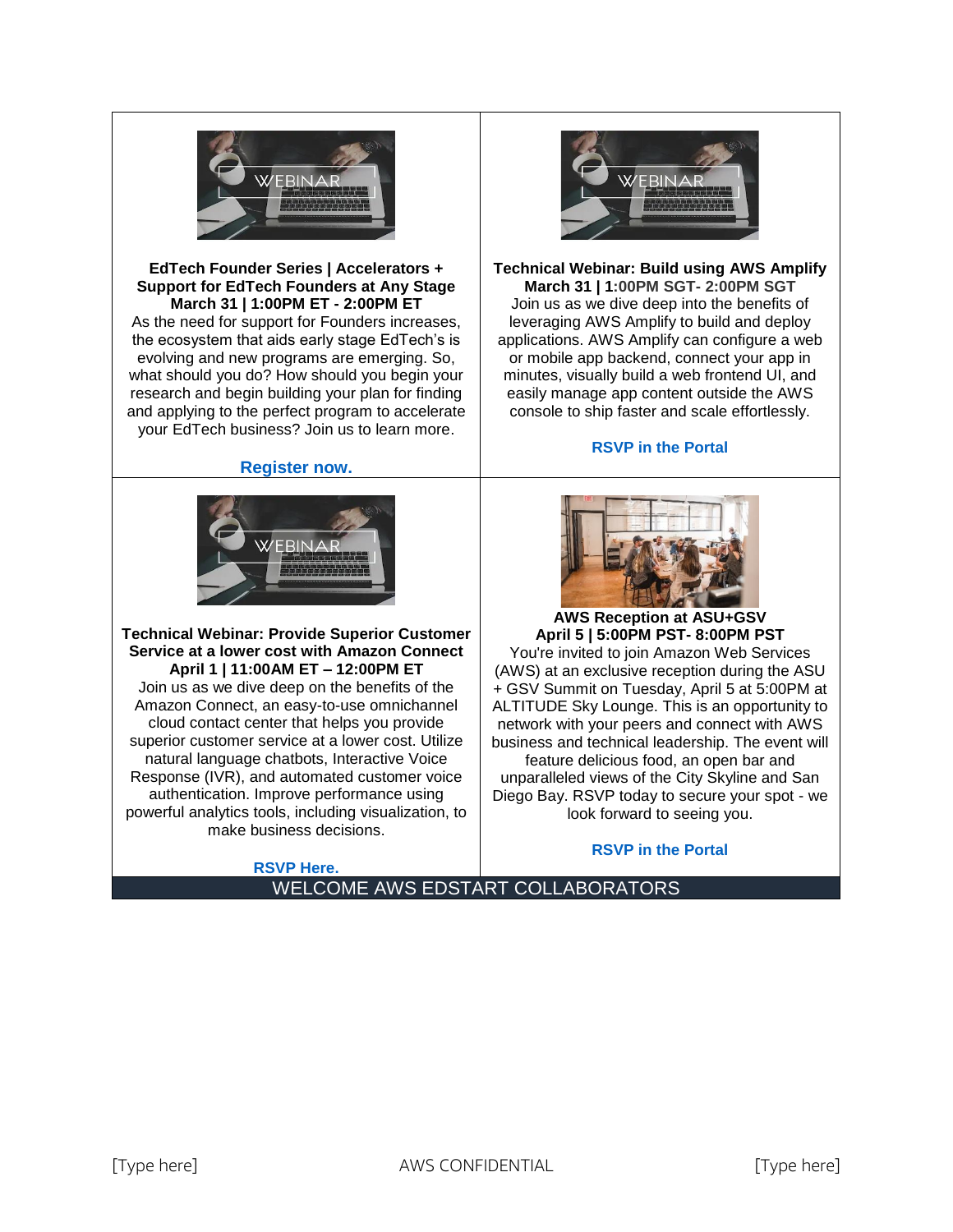**EdTech Founder Series | Accelerators + Support for EdTech Founders at Any Stage**
**March 31 | 1:00PM ET - 2:00PM ET**

As the need for support for Founders increases, the ecosystem that aids early stage EdTech's is evolving and new programs are emerging. So, what should you do? How should you begin your research and begin building your plan for finding and applying to the perfect program to accelerate your EdTech business? Join us to learn more.

**Register now.**

**Technical Webinar: Build using AWS Amplify**
**March 31 | 1:00PM SGT- 2:00PM SGT**

Join us as we dive deep into the benefits of leveraging AWS Amplify to build and deploy applications. AWS Amplify can configure a web or mobile app backend, connect your app in minutes, visually build a web frontend UI, and easily manage app content outside the AWS console to ship faster and scale effortlessly.

**RSVP in the Portal**

**Technical Webinar: Provide Superior Customer Service at a lower cost with Amazon Connect**
**April 1 | 11:00AM ET – 12:00PM ET**

Join us as we dive deep on the benefits of the Amazon Connect, an easy-to-use omnichannel cloud contact center that helps you provide superior customer service at a lower cost. Utilize natural language chatbots, Interactive Voice Response (IVR), and automated customer voice authentication. Improve performance using powerful analytics tools, including visualization, to make business decisions.

**RSVP Here.**

**AWS Reception at ASU+GSV**
**April 5 | 5:00PM PST- 8:00PM PST**

You're invited to join Amazon Web Services (AWS) at an exclusive reception during the ASU + GSV Summit on Tuesday, April 5 at 5:00PM at ALTITUDE Sky Lounge. This is an opportunity to network with your peers and connect with AWS business and technical leadership. The event will feature delicious food, an open bar and unparalleled views of the City Skyline and San Diego Bay. RSVP today to secure your spot - we look forward to seeing you.

**RSVP in the Portal**

## WELCOME AWS EDSTART COLLABORATORS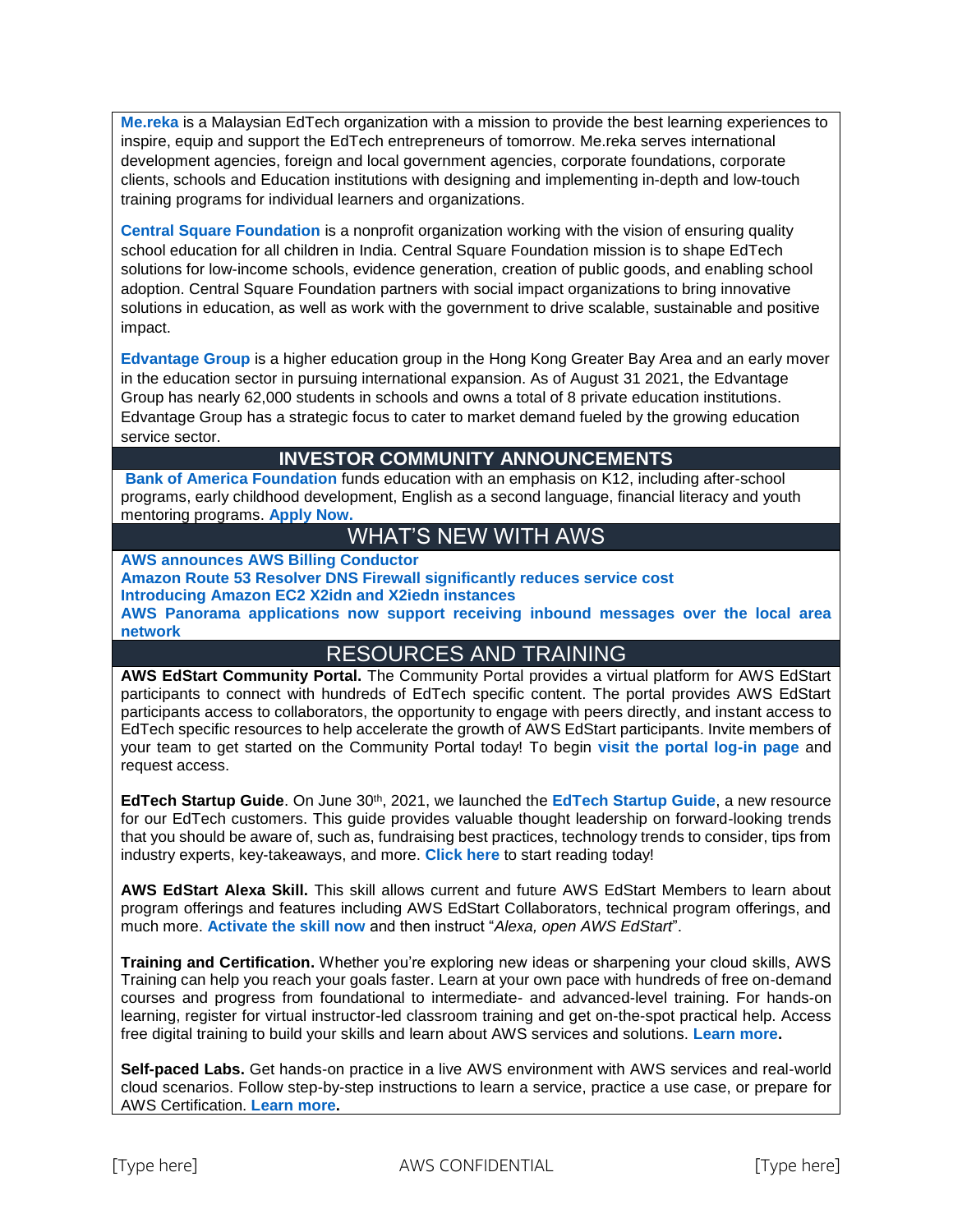**Me.reka** is a Malaysian EdTech organization with a mission to provide the best learning experiences to inspire, equip and support the EdTech entrepreneurs of tomorrow. Me.reka serves international development agencies, foreign and local government agencies, corporate foundations, corporate clients, schools and Education institutions with designing and implementing in-depth and low-touch training programs for individual learners and organizations.

**Central Square Foundation** is a nonprofit organization working with the vision of ensuring quality school education for all children in India. Central Square Foundation mission is to shape EdTech solutions for low-income schools, evidence generation, creation of public goods, and enabling school adoption. Central Square Foundation partners with social impact organizations to bring innovative solutions in education, as well as work with the government to drive scalable, sustainable and positive impact.

**Edvantage Group** is a higher education group in the Hong Kong Greater Bay Area and an early mover in the education sector in pursuing international expansion. As of August 31 2021, the Edvantage Group has nearly 62,000 students in schools and owns a total of 8 private education institutions. Edvantage Group has a strategic focus to cater to market demand fueled by the growing education service sector.

## INVESTOR COMMUNITY ANNOUNCEMENTS

**Bank of America Foundation** funds education with an emphasis on K12, including after-school programs, early childhood development, English as a second language, financial literacy and youth mentoring programs. **Apply Now.**

## WHAT'S NEW WITH AWS

**AWS announces AWS Billing Conductor**
**Amazon Route 53 Resolver DNS Firewall significantly reduces service cost**
**Introducing Amazon EC2 X2idn and X2iedn instances**
**AWS Panorama applications now support receiving inbound messages over the local area network**

## RESOURCES AND TRAINING

**AWS EdStart Community Portal.** The Community Portal provides a virtual platform for AWS EdStart participants to connect with hundreds of EdTech specific content. The portal provides AWS EdStart participants access to collaborators, the opportunity to engage with peers directly, and instant access to EdTech specific resources to help accelerate the growth of AWS EdStart participants. Invite members of your team to get started on the Community Portal today! To begin **visit the portal log-in page** and request access.

**EdTech Startup Guide**. On June 30th, 2021, we launched the **EdTech Startup Guide**, a new resource for our EdTech customers. This guide provides valuable thought leadership on forward-looking trends that you should be aware of, such as, fundraising best practices, technology trends to consider, tips from industry experts, key-takeaways, and more. **Click here** to start reading today!

**AWS EdStart Alexa Skill.** This skill allows current and future AWS EdStart Members to learn about program offerings and features including AWS EdStart Collaborators, technical program offerings, and much more. **Activate the skill now** and then instruct "*Alexa, open AWS EdStart*".

**Training and Certification.** Whether you're exploring new ideas or sharpening your cloud skills, AWS Training can help you reach your goals faster. Learn at your own pace with hundreds of free on-demand courses and progress from foundational to intermediate- and advanced-level training. For hands-on learning, register for virtual instructor-led classroom training and get on-the-spot practical help. Access free digital training to build your skills and learn about AWS services and solutions. **Learn more.**

**Self-paced Labs.** Get hands-on practice in a live AWS environment with AWS services and real-world cloud scenarios. Follow step-by-step instructions to learn a service, practice a use case, or prepare for AWS Certification. **Learn more.**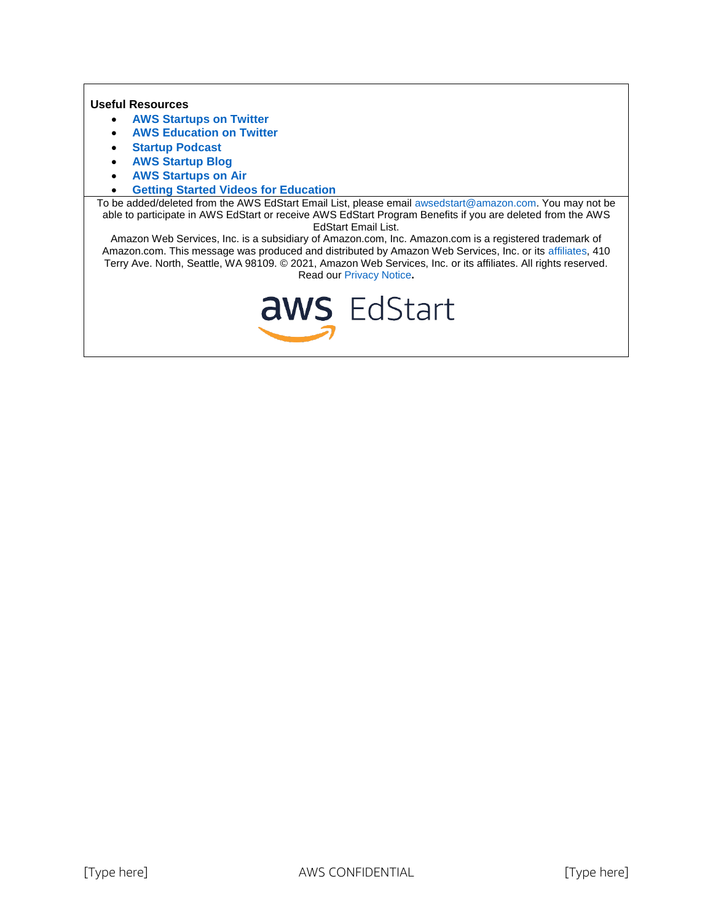**Useful Resources**

- **AWS Startups on Twitter**
- **AWS Education on Twitter**
- **Startup Podcast**
- **AWS Startup Blog**
- **AWS Startups on Air**
- **Getting Started Videos for Education**

To be added/deleted from the AWS EdStart Email List, please email awsedstart@amazon.com. You may not be able to participate in AWS EdStart or receive AWS EdStart Program Benefits if you are deleted from the AWS EdStart Email List.

Amazon Web Services, Inc. is a subsidiary of Amazon.com, Inc. Amazon.com is a registered trademark of Amazon.com. This message was produced and distributed by Amazon Web Services, Inc. or its affiliates, 410 Terry Ave. North, Seattle, WA 98109. © 2021, Amazon Web Services, Inc. or its affiliates. All rights reserved. Read our Privacy Notice.

aws EdStart